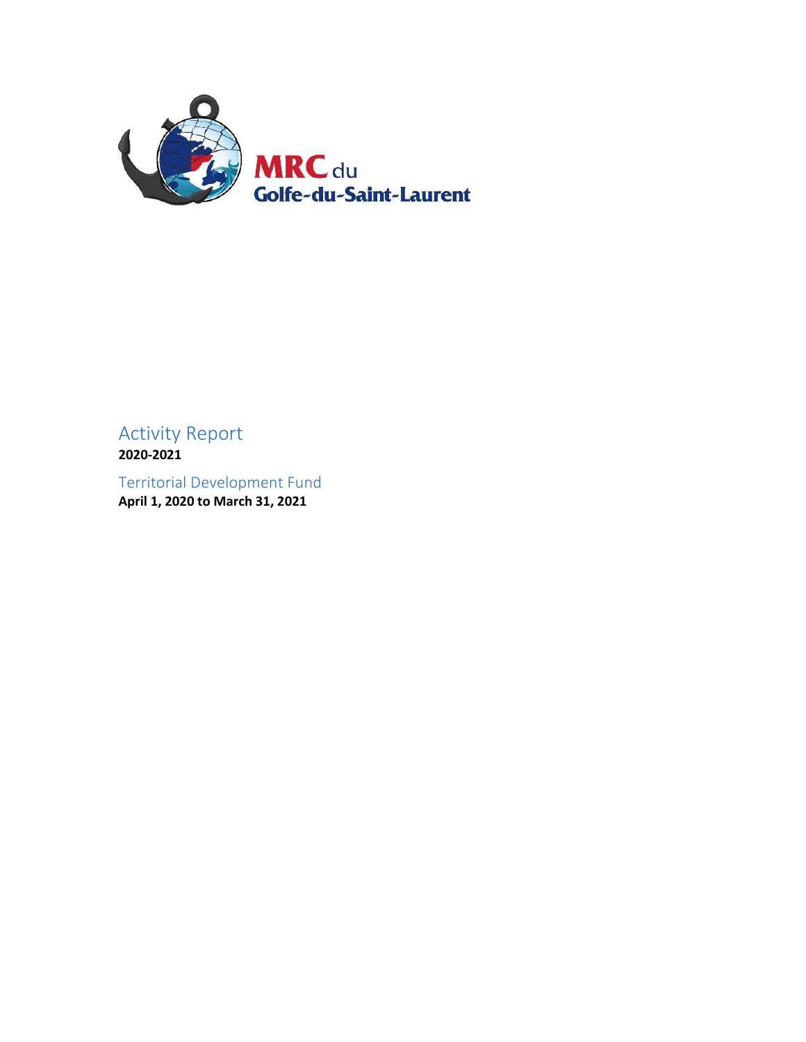MRC du
Golfe-du-Saint-Laurent

# Activity Report

**2020-2021**

## Territorial Development Fund

**April 1, 2020 to March 31, 2021**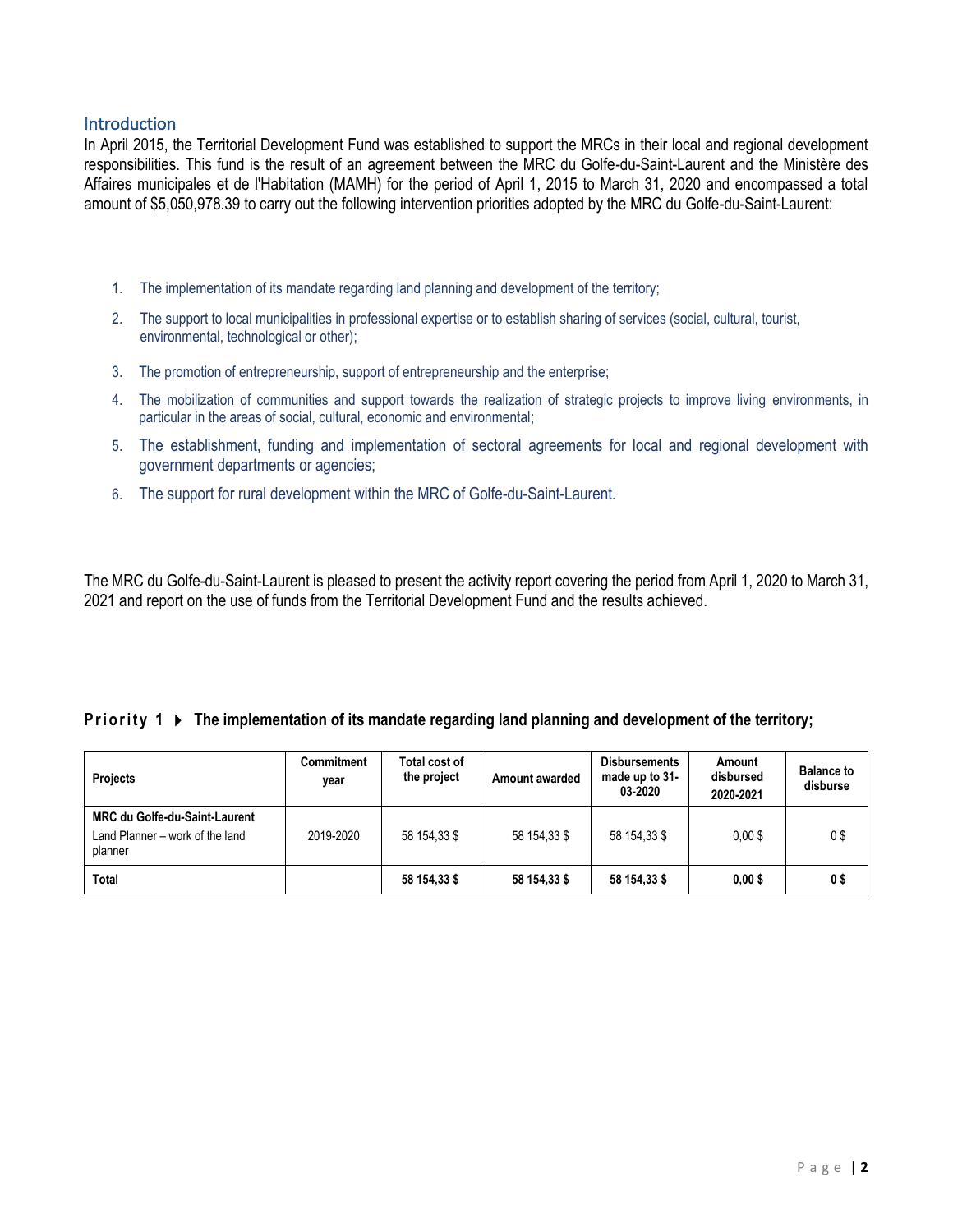## Introduction

In April 2015, the Territorial Development Fund was established to support the MRCs in their local and regional development responsibilities. This fund is the result of an agreement between the MRC du Golfe-du-Saint-Laurent and the Ministère des Affaires municipales et de l'Habitation (MAMH) for the period of April 1, 2015 to March 31, 2020 and encompassed a total amount of $5,050,978.39 to carry out the following intervention priorities adopted by the MRC du Golfe-du-Saint-Laurent:

1. The implementation of its mandate regarding land planning and development of the territory;
2. The support to local municipalities in professional expertise or to establish sharing of services (social, cultural, tourist, environmental, technological or other);
3. The promotion of entrepreneurship, support of entrepreneurship and the enterprise;
4. The mobilization of communities and support towards the realization of strategic projects to improve living environments, in particular in the areas of social, cultural, economic and environmental;
5. The establishment, funding and implementation of sectoral agreements for local and regional development with government departments or agencies;
6. The support for rural development within the MRC of Golfe-du-Saint-Laurent.

The MRC du Golfe-du-Saint-Laurent is pleased to present the activity report covering the period from April 1, 2020 to March 31, 2021 and report on the use of funds from the Territorial Development Fund and the results achieved.

### Priority 1 ▶ The implementation of its mandate regarding land planning and development of the territory;

| Projects | Commitment year | Total cost of the project | Amount awarded | Disbursements made up to 31-03-2020 | Amount disbursed 2020-2021 | Balance to disburse |
|---|---|---|---|---|---|---|
| **MRC du Golfe-du-Saint-Laurent** Land Planner – work of the land planner | 2019-2020 | 58 154,33 $ | 58 154,33 $ | 58 154,33 $ | 0,00 $ | 0 $ |
| **Total** | | **58 154,33 $** | **58 154,33 $** | **58 154,33 $** | **0,00 $** | **0 $** |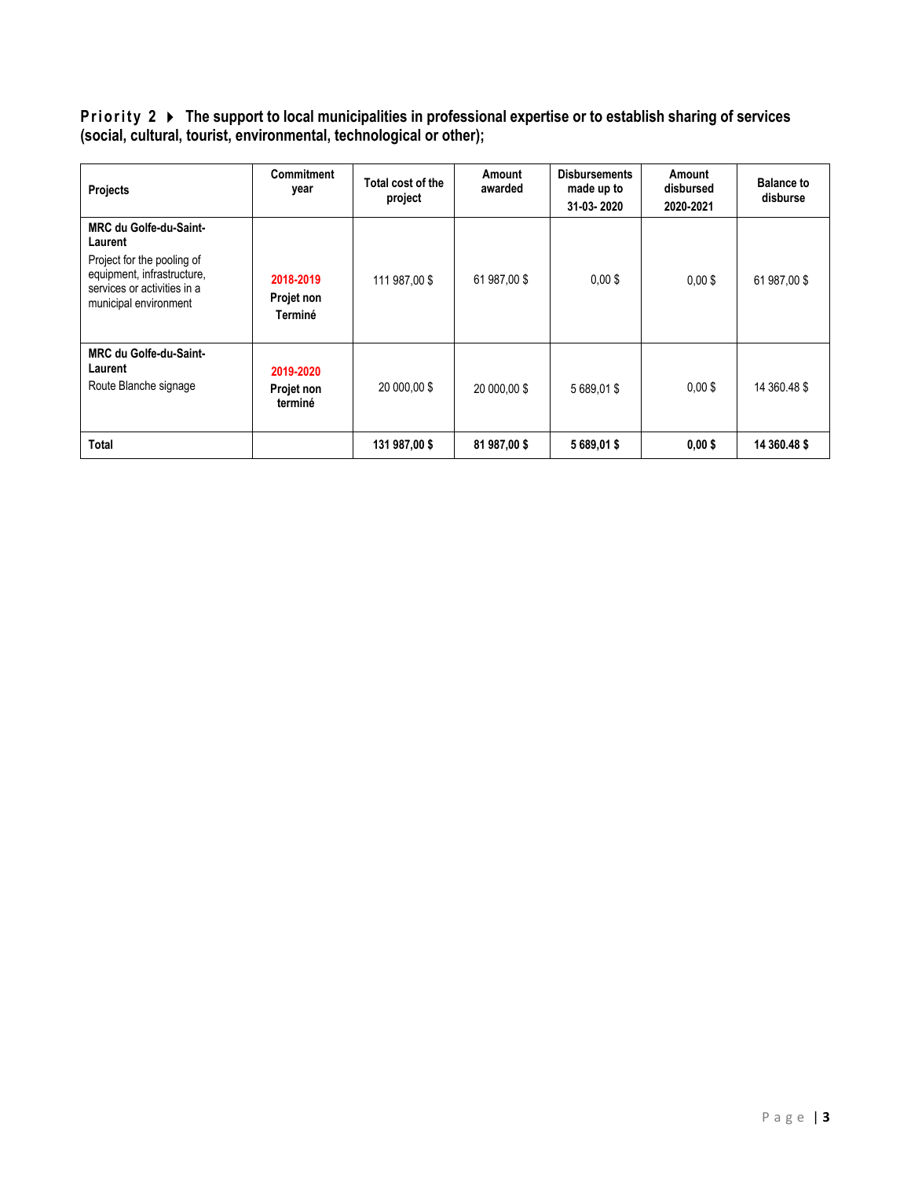**Priority 2 ▸ The support to local municipalities in professional expertise or to establish sharing of services (social, cultural, tourist, environmental, technological or other);**

| Projects | Commitment year | Total cost of the project | Amount awarded | Disbursements made up to 31-03- 2020 | Amount disbursed 2020-2021 | Balance to disburse |
|---|---|---|---|---|---|---|
| **MRC du Golfe-du-Saint-Laurent** Project for the pooling of equipment, infrastructure, services or activities in a municipal environment | **2018-2019** **Projet non Terminé** | 111 987,00 $ | 61 987,00 $ | 0,00 $ | 0,00 $ | 61 987,00 $ |
| **MRC du Golfe-du-Saint-Laurent** Route Blanche signage | **2019-2020** **Projet non terminé** | 20 000,00 $ | 20 000,00 $ | 5 689,01 $ | 0,00 $ | 14 360.48 $ |
| **Total** | | **131 987,00 $** | **81 987,00 $** | **5 689,01 $** | **0,00 $** | **14 360.48 $** |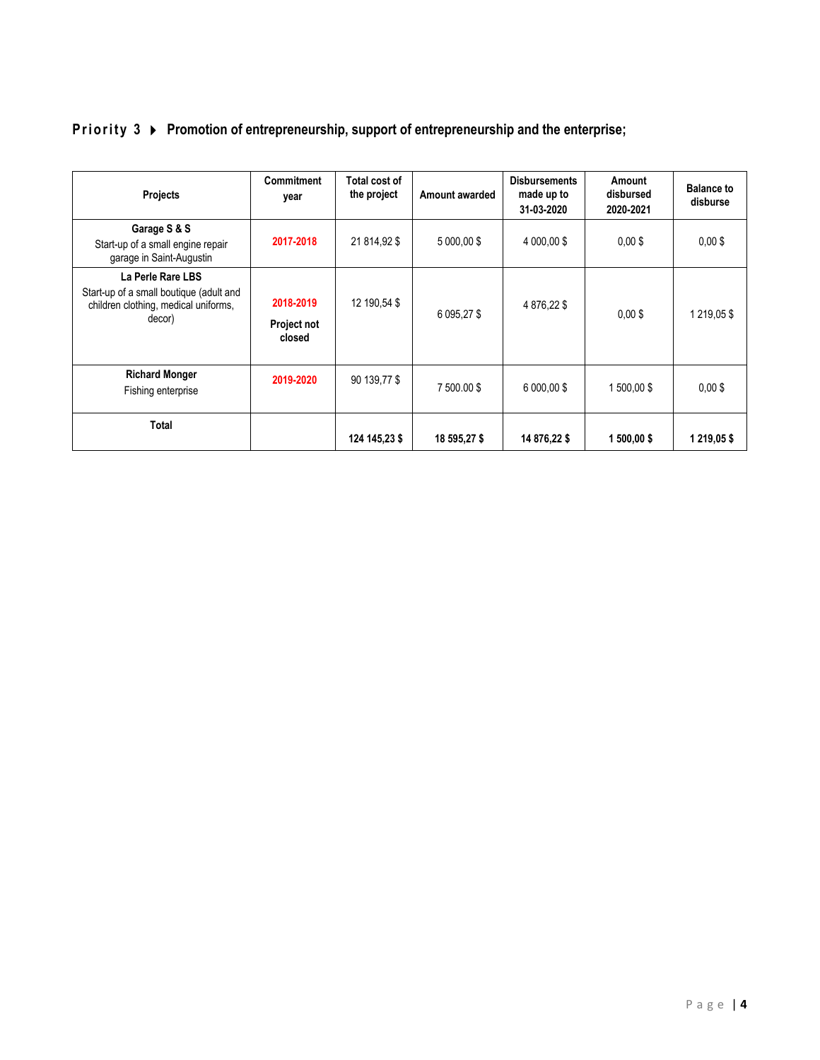## Priority 3 ▸ Promotion of entrepreneurship, support of entrepreneurship and the enterprise;

| Projects | Commitment year | Total cost of the project | Amount awarded | Disbursements made up to 31-03-2020 | Amount disbursed 2020-2021 | Balance to disburse |
|---|---|---|---|---|---|---|
| **Garage S & S**<br>Start-up of a small engine repair garage in Saint-Augustin | **2017-2018** | 21 814,92 $ | 5 000,00 $ | 4 000,00 $ | 0,00 $ | 0,00 $ |
| **La Perle Rare LBS**<br>Start-up of a small boutique (adult and children clothing, medical uniforms, decor) | **2018-2019**<br>**Project not closed** | 12 190,54 $ | 6 095,27 $ | 4 876,22 $ | 0,00 $ | 1 219,05 $ |
| **Richard Monger**<br>Fishing enterprise | **2019-2020** | 90 139,77 $ | 7 500.00 $ | 6 000,00 $ | 1 500,00 $ | 0,00 $ |
| **Total** | | **124 145,23 $** | **18 595,27 $** | **14 876,22 $** | **1 500,00 $** | **1 219,05 $** |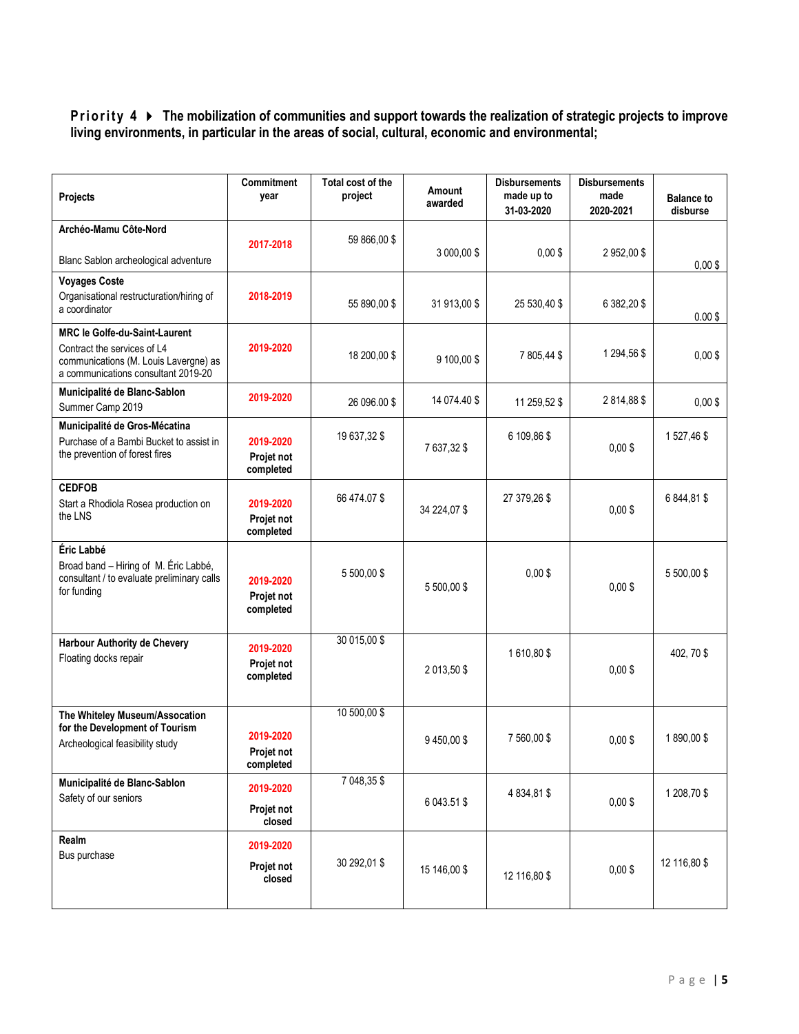**Priority 4 ▸ The mobilization of communities and support towards the realization of strategic projects to improve living environments, in particular in the areas of social, cultural, economic and environmental;**

| Projects | Commitment year | Total cost of the project | Amount awarded | Disbursements made up to 31-03-2020 | Disbursements made 2020-2021 | Balance to disburse |
|---|---|---|---|---|---|---|
| **Archéo-Mamu Côte-Nord**<br>Blanc Sablon archeological adventure | 2017-2018 | 59 866,00 $ | 3 000,00 $ | 0,00 $ | 2 952,00 $ | 0,00 $ |
| **Voyages Coste**<br>Organisational restructuration/hiring of a coordinator | 2018-2019 | 55 890,00 $ | 31 913,00 $ | 25 530,40 $ | 6 382,20 $ | 0.00 $ |
| **MRC le Golfe-du-Saint-Laurent**<br>Contract the services of L4 communications (M. Louis Lavergne) as a communications consultant 2019-20 | 2019-2020 | 18 200,00 $ | 9 100,00 $ | 7 805,44 $ | 1 294,56 $ | 0,00 $ |
| **Municipalité de Blanc-Sablon**<br>Summer Camp 2019 | 2019-2020 | 26 096.00 $ | 14 074.40 $ | 11 259,52 $ | 2 814,88 $ | 0,00 $ |
| **Municipalité de Gros-Mécatina**<br>Purchase of a Bambi Bucket to assist in the prevention of forest fires | 2019-2020<br>Projet not completed | 19 637,32 $ | 7 637,32 $ | 6 109,86 $ | 0,00 $ | 1 527,46 $ |
| **CEDFOB**<br>Start a Rhodiola Rosea production on the LNS | 2019-2020<br>Projet not completed | 66 474.07 $ | 34 224,07 $ | 27 379,26 $ | 0,00 $ | 6 844,81 $ |
| **Éric Labbé**<br>Broad band – Hiring of M. Éric Labbé, consultant / to evaluate preliminary calls for funding | 2019-2020<br>Projet not completed | 5 500,00 $ | 5 500,00 $ | 0,00 $ | 0,00 $ | 5 500,00 $ |
| **Harbour Authority de Chevery**<br>Floating docks repair | 2019-2020<br>Projet not completed | 30 015,00 $ | 2 013,50 $ | 1 610,80 $ | 0,00 $ | 402, 70 $ |
| **The Whiteley Museum/Assocation for the Development of Tourism**<br>Archeological feasibility study | 2019-2020<br>Projet not completed | 10 500,00 $ | 9 450,00 $ | 7 560,00 $ | 0,00 $ | 1 890,00 $ |
| **Municipalité de Blanc-Sablon**<br>Safety of our seniors | 2019-2020<br>Projet not closed | 7 048,35 $ | 6 043.51 $ | 4 834,81 $ | 0,00 $ | 1 208,70 $ |
| **Realm**<br>Bus purchase | 2019-2020<br>Projet not closed | 30 292,01 $ | 15 146,00 $ | 12 116,80 $ | 0,00 $ | 12 116,80 $ |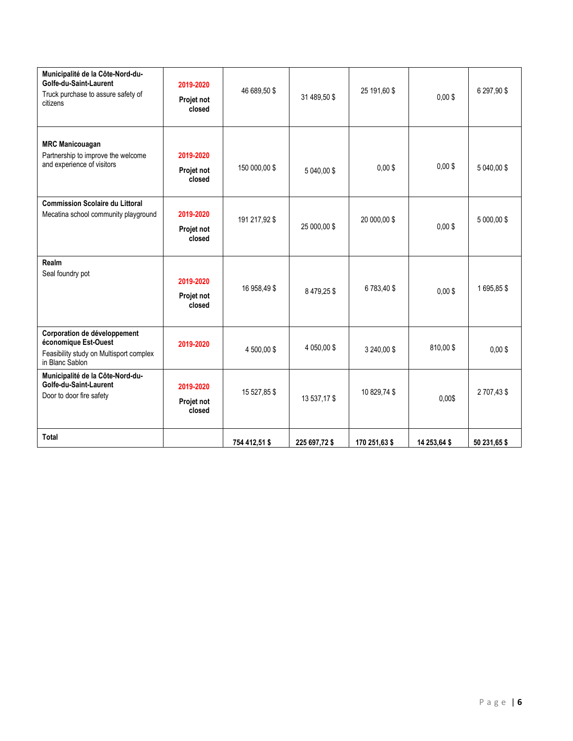| **Municipalité de la Côte-Nord-du-Golfe-du-Saint-Laurent** Truck purchase to assure safety of citizens | **2019-2020** **Projet not closed** | 46 689,50 $ | 31 489,50 $ | 25 191,60 $ | 0,00 $ | 6 297,90 $ |
|---|---|---|---|---|---|---|
| **MRC Manicouagan** Partnership to improve the welcome and experience of visitors | **2019-2020** **Projet not closed** | 150 000,00 $ | 5 040,00 $ | 0,00 $ | 0,00 $ | 5 040,00 $ |
| **Commission Scolaire du Littoral** Mecatina school community playground | **2019-2020** **Projet not closed** | 191 217,92 $ | 25 000,00 $ | 20 000,00 $ | 0,00 $ | 5 000,00 $ |
| **Realm** Seal foundry pot | **2019-2020** **Projet not closed** | 16 958,49 $ | 8 479,25 $ | 6 783,40 $ | 0,00 $ | 1 695,85 $ |
| **Corporation de développement économique Est-Ouest** Feasibility study on Multisport complex in Blanc Sablon | **2019-2020** | 4 500,00 $ | 4 050,00 $ | 3 240,00 $ | 810,00 $ | 0,00 $ |
| **Municipalité de la Côte-Nord-du-Golfe-du-Saint-Laurent** Door to door fire safety | **2019-2020** **Projet not closed** | 15 527,85 $ | 13 537,17 $ | 10 829,74 $ | 0,00$ | 2 707,43 $ |
| **Total** | | **754 412,51 $** | **225 697,72 $** | **170 251,63 $** | **14 253,64 $** | **50 231,65 $** |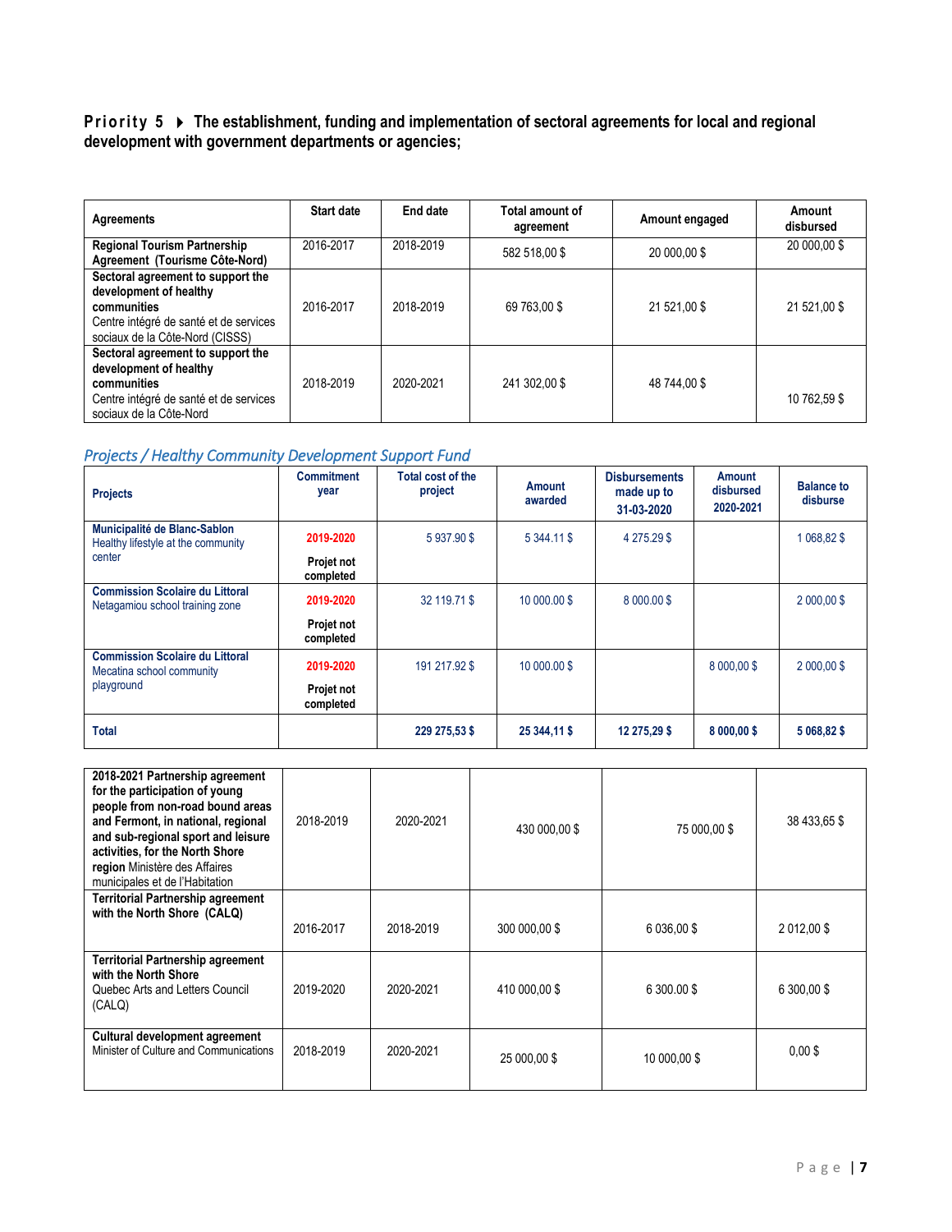**Priority 5 ▶ The establishment, funding and implementation of sectoral agreements for local and regional development with government departments or agencies;**

| Agreements | Start date | End date | Total amount of agreement | Amount engaged | Amount disbursed |
|---|---|---|---|---|---|
| **Regional Tourism Partnership Agreement (Tourisme Côte-Nord)** | 2016-2017 | 2018-2019 | 582 518,00 $ | 20 000,00 $ | 20 000,00 $ |
| **Sectoral agreement to support the development of healthy communities** Centre intégré de santé et de services sociaux de la Côte-Nord (CISSS) | 2016-2017 | 2018-2019 | 69 763,00 $ | 21 521,00 $ | 21 521,00 $ |
| **Sectoral agreement to support the development of healthy communities** Centre intégré de santé et de services sociaux de la Côte-Nord | 2018-2019 | 2020-2021 | 241 302,00 $ | 48 744,00 $ | 10 762,59 $ |

*Projects / Healthy Community Development Support Fund*

| Projects | Commitment year | Total cost of the project | Amount awarded | Disbursements made up to 31-03-2020 | Amount disbursed 2020-2021 | Balance to disburse |
|---|---|---|---|---|---|---|
| **Municipalité de Blanc-Sablon** Healthy lifestyle at the community center | 2019-2020 **Projet not completed** | 5 937.90 $ | 5 344.11 $ | 4 275.29 $ | | 1 068,82 $ |
| **Commission Scolaire du Littoral** Netagamiou school training zone | 2019-2020 **Projet not completed** | 32 119.71 $ | 10 000.00 $ | 8 000.00 $ | | 2 000,00 $ |
| **Commission Scolaire du Littoral** Mecatina school community playground | 2019-2020 **Projet not completed** | 191 217.92 $ | 10 000.00 $ | | 8 000,00 $ | 2 000,00 $ |
| **Total** | | **229 275,53 $** | **25 344,11 $** | **12 275,29 $** | **8 000,00 $** | **5 068,82 $** |

| Agreements | Start date | End date | Total amount of agreement | Amount engaged | Amount disbursed |
|---|---|---|---|---|---|
| **2018-2021 Partnership agreement for the participation of young people from non-road bound areas and Fermont, in national, regional and sub-regional sport and leisure activities, for the North Shore region** Ministère des Affaires municipales et de l'Habitation | 2018-2019 | 2020-2021 | 430 000,00 $ | 75 000,00 $ | 38 433,65 $ |
| **Territorial Partnership agreement with the North Shore (CALQ)** | 2016-2017 | 2018-2019 | 300 000,00 $ | 6 036,00 $ | 2 012,00 $ |
| **Territorial Partnership agreement with the North Shore** Quebec Arts and Letters Council (CALQ) | 2019-2020 | 2020-2021 | 410 000,00 $ | 6 300.00 $ | 6 300,00 $ |
| **Cultural development agreement** Minister of Culture and Communications | 2018-2019 | 2020-2021 | 25 000,00 $ | 10 000,00 $ | 0,00 $ |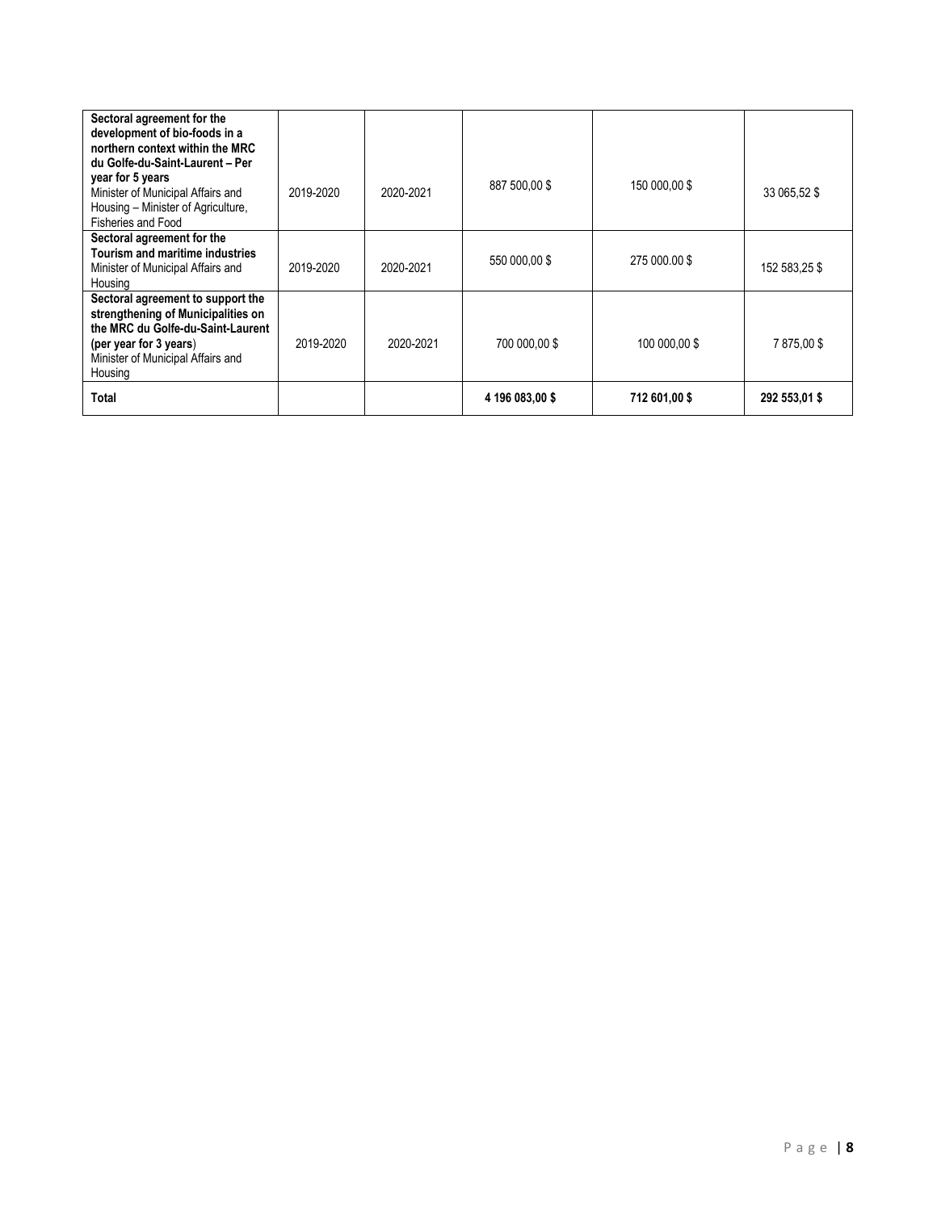| | | | | | |
|---|---|---|---|---|---|
| **Sectoral agreement for the development of bio-foods in a northern context within the MRC du Golfe-du-Saint-Laurent – Per year for 5 years**<br>Minister of Municipal Affairs and Housing – Minister of Agriculture, Fisheries and Food | 2019-2020 | 2020-2021 | 887 500,00 $ | 150 000,00 $ | 33 065,52 $ |
| **Sectoral agreement for the Tourism and maritime industries**<br>Minister of Municipal Affairs and Housing | 2019-2020 | 2020-2021 | 550 000,00 $ | 275 000.00 $ | 152 583,25 $ |
| **Sectoral agreement to support the strengthening of Municipalities on the MRC du Golfe-du-Saint-Laurent (per year for 3 years**)<br>Minister of Municipal Affairs and Housing | 2019-2020 | 2020-2021 | 700 000,00 $ | 100 000,00 $ | 7 875,00 $ |
| **Total** | | | **4 196 083,00 $** | **712 601,00 $** | **292 553,01 $** |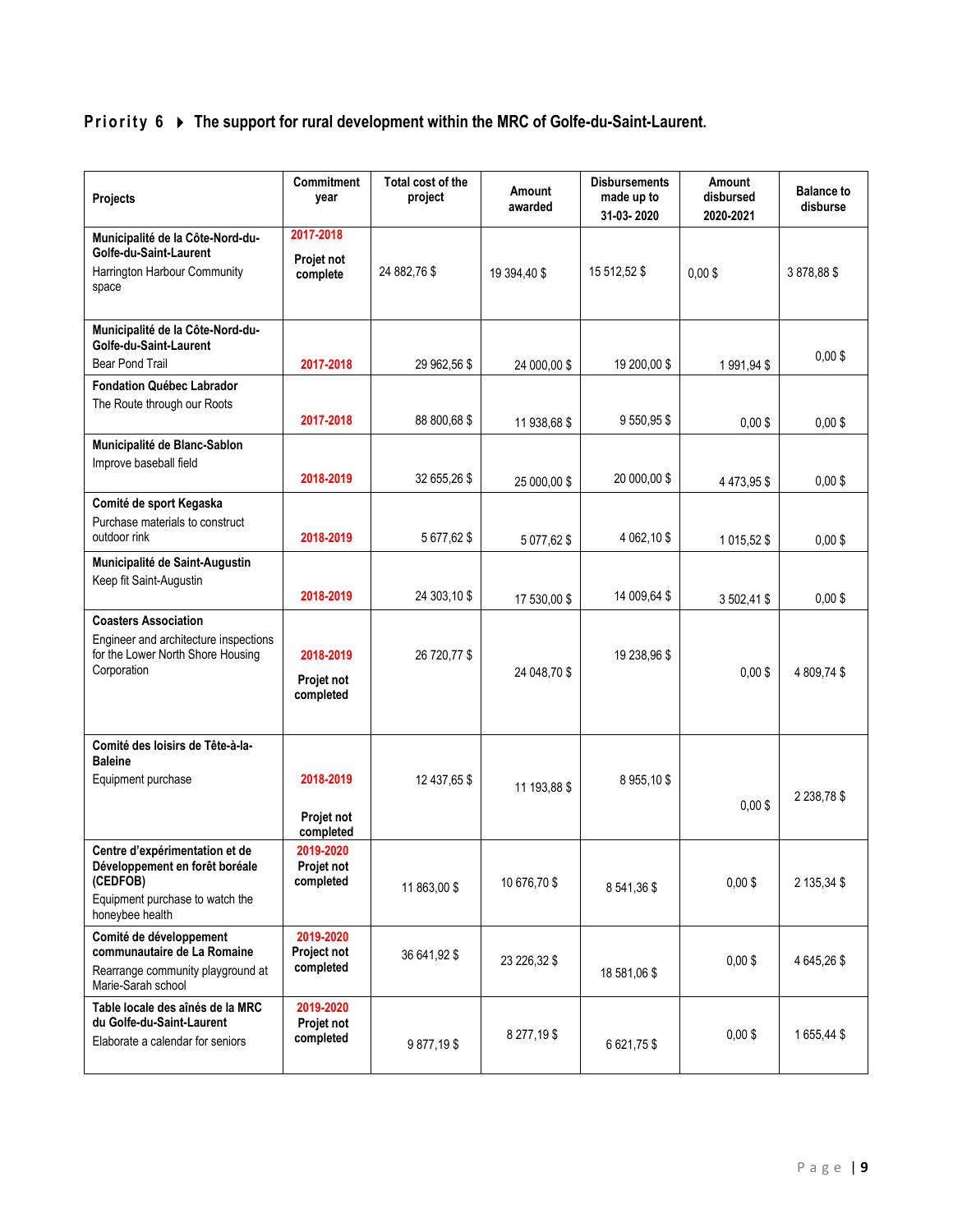## Priority 6 ▸ The support for rural development within the MRC of Golfe-du-Saint-Laurent.

| Projects | Commitment year | Total cost of the project | Amount awarded | Disbursements made up to 31-03- 2020 | Amount disbursed 2020-2021 | Balance to disburse |
|---|---|---|---|---|---|---|
| **Municipalité de la Côte-Nord-du-Golfe-du-Saint-Laurent** Harrington Harbour Community space | 2017-2018 **Projet not complete** | 24 882,76 $ | 19 394,40 $ | 15 512,52 $ | 0,00 $ | 3 878,88 $ |
| **Municipalité de la Côte-Nord-du-Golfe-du-Saint-Laurent** Bear Pond Trail | 2017-2018 | 29 962,56 $ | 24 000,00 $ | 19 200,00 $ | 1 991,94 $ | 0,00 $ |
| **Fondation Québec Labrador** The Route through our Roots | 2017-2018 | 88 800,68 $ | 11 938,68 $ | 9 550,95 $ | 0,00 $ | 0,00 $ |
| **Municipalité de Blanc-Sablon** Improve baseball field | 2018-2019 | 32 655,26 $ | 25 000,00 $ | 20 000,00 $ | 4 473,95 $ | 0,00 $ |
| **Comité de sport Kegaska** Purchase materials to construct outdoor rink | 2018-2019 | 5 677,62 $ | 5 077,62 $ | 4 062,10 $ | 1 015,52 $ | 0,00 $ |
| **Municipalité de Saint-Augustin** Keep fit Saint-Augustin | 2018-2019 | 24 303,10 $ | 17 530,00 $ | 14 009,64 $ | 3 502,41 $ | 0,00 $ |
| **Coasters Association** Engineer and architecture inspections for the Lower North Shore Housing Corporation | 2018-2019 **Projet not completed** | 26 720,77 $ | 24 048,70 $ | 19 238,96 $ | 0,00 $ | 4 809,74 $ |
| **Comité des loisirs de Tête-à-la-Baleine** Equipment purchase | 2018-2019 **Projet not completed** | 12 437,65 $ | 11 193,88 $ | 8 955,10 $ | 0,00 $ | 2 238,78 $ |
| **Centre d'expérimentation et de Développement en forêt boréale (CEDFOB)** Equipment purchase to watch the honeybee health | 2019-2020 **Projet not completed** | 11 863,00 $ | 10 676,70 $ | 8 541,36 $ | 0,00 $ | 2 135,34 $ |
| **Comité de développement communautaire de La Romaine** Rearrange community playground at Marie-Sarah school | 2019-2020 **Project not completed** | 36 641,92 $ | 23 226,32 $ | 18 581,06 $ | 0,00 $ | 4 645,26 $ |
| **Table locale des aînés de la MRC du Golfe-du-Saint-Laurent** Elaborate a calendar for seniors | 2019-2020 **Projet not completed** | 9 877,19 $ | 8 277,19 $ | 6 621,75 $ | 0,00 $ | 1 655,44 $ |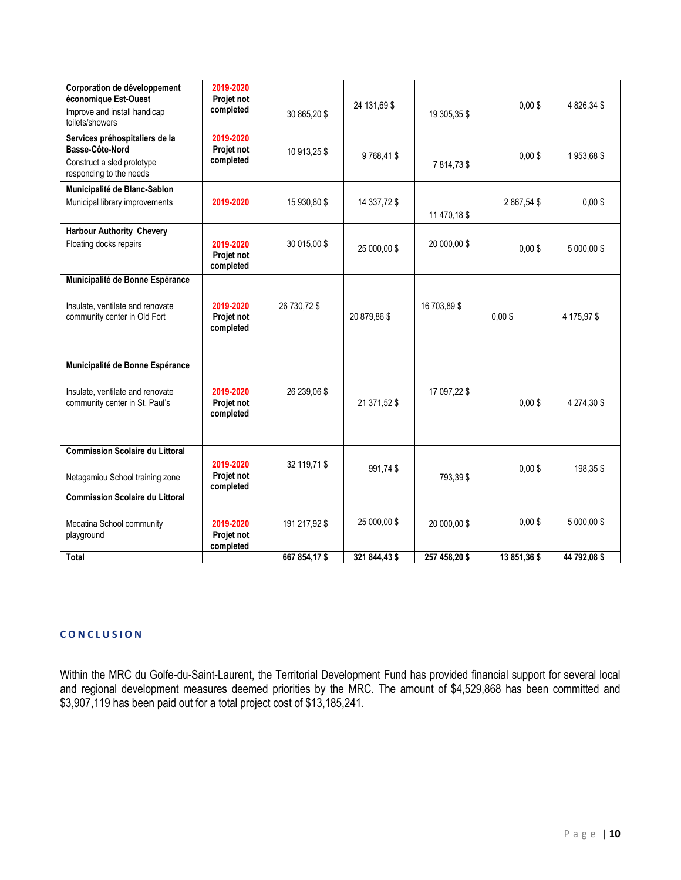| | | | | | | |
|---|---|---|---|---|---|---|
| **Corporation de développement économique Est-Ouest**<br>Improve and install handicap toilets/showers | **2019-2020 Projet not completed** | 30 865,20 $ | 24 131,69 $ | 19 305,35 $ | 0,00 $ | 4 826,34 $ |
| **Services préhospitaliers de la Basse-Côte-Nord**<br>Construct a sled prototype responding to the needs | **2019-2020 Projet not completed** | 10 913,25 $ | 9 768,41 $ | 7 814,73 $ | 0,00 $ | 1 953,68 $ |
| **Municipalité de Blanc-Sablon**<br>Municipal library improvements | **2019-2020** | 15 930,80 $ | 14 337,72 $ | 11 470,18 $ | 2 867,54 $ | 0,00 $ |
| **Harbour Authority Chevery**<br>Floating docks repairs | **2019-2020 Projet not completed** | 30 015,00 $ | 25 000,00 $ | 20 000,00 $ | 0,00 $ | 5 000,00 $ |
| **Municipalité de Bonne Espérance**<br>Insulate, ventilate and renovate community center in Old Fort | **2019-2020 Projet not completed** | 26 730,72 $ | 20 879,86 $ | 16 703,89 $ | 0,00 $ | 4 175,97 $ |
| **Municipalité de Bonne Espérance**<br>Insulate, ventilate and renovate community center in St. Paul's | **2019-2020 Projet not completed** | 26 239,06 $ | 21 371,52 $ | 17 097,22 $ | 0,00 $ | 4 274,30 $ |
| **Commission Scolaire du Littoral**<br>Netagamiou School training zone | **2019-2020 Projet not completed** | 32 119,71 $ | 991,74 $ | 793,39 $ | 0,00 $ | 198,35 $ |
| **Commission Scolaire du Littoral**<br>Mecatina School community playground | **2019-2020 Projet not completed** | 191 217,92 $ | 25 000,00 $ | 20 000,00 $ | 0,00 $ | 5 000,00 $ |
| **Total** | | **667 854,17 $** | **321 844,43 $** | **257 458,20 $** | **13 851,36 $** | **44 792,08 $** |

## CONCLUSION

Within the MRC du Golfe-du-Saint-Laurent, the Territorial Development Fund has provided financial support for several local and regional development measures deemed priorities by the MRC. The amount of $4,529,868 has been committed and $3,907,119 has been paid out for a total project cost of $13,185,241.